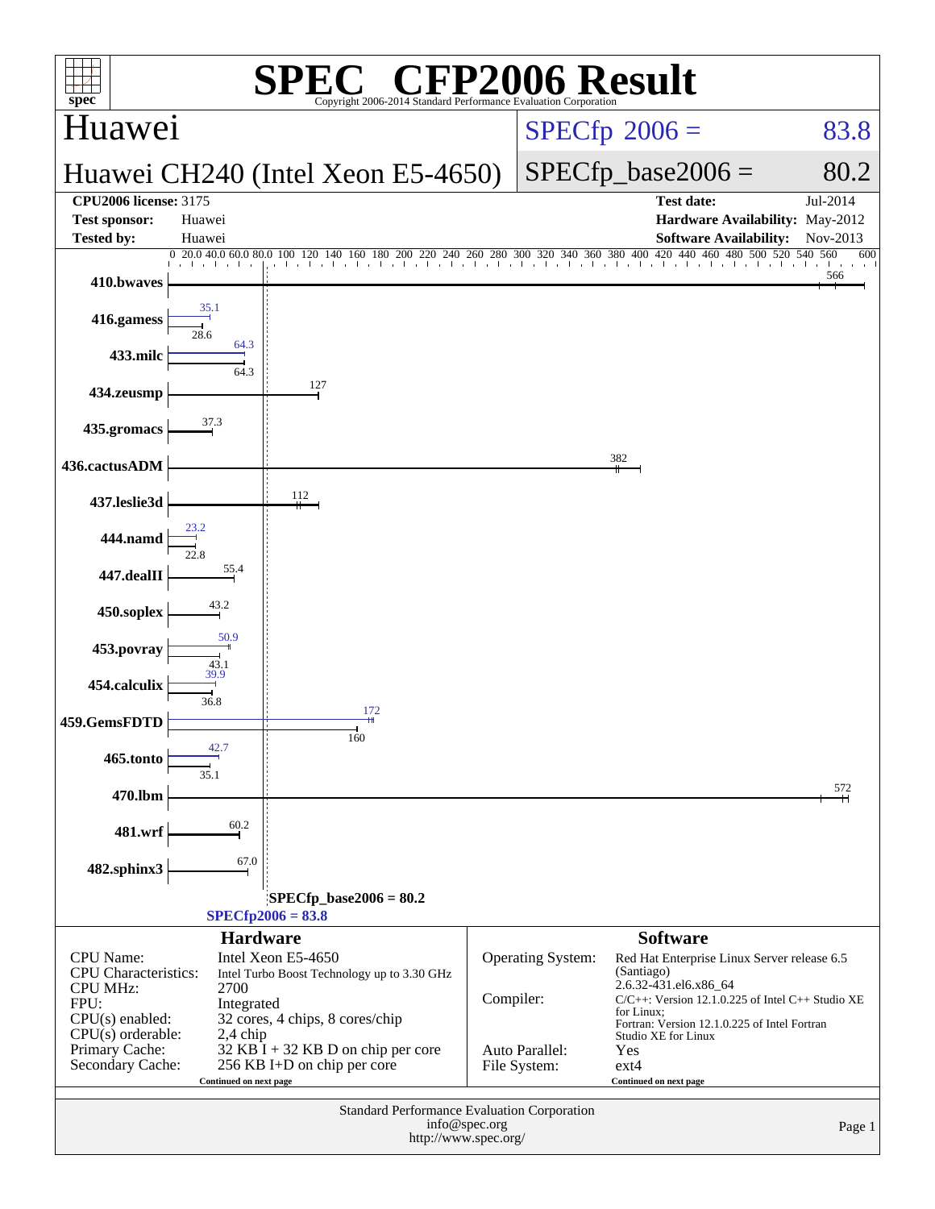# SPEC® CFP2006 Result

Copyright 2006-2014 Standard Performance Evaluation Corporation

## Huawei

## Huawei CH240 (Intel Xeon E5-4650)

SPECfp® 2006 = 83.8

SPECfp_base2006 = 80.2

| | | | |
|---|---|---|---|
| **CPU2006 license:** | 3175 | **Test date:** | Jul-2014 |
| **Test sponsor:** | Huawei | **Hardware Availability:** | May-2012 |
| **Tested by:** | Huawei | **Software Availability:** | Nov-2013 |

| Benchmark | Peak | Base |
|---|---|---|
| 410.bwaves | | 566 |
| 416.gamess | 35.1 | 28.6 |
| 433.milc | 64.3 | 64.3 |
| 434.zeusmp | | 127 |
| 435.gromacs | | 37.3 |
| 436.cactusADM | | 382 |
| 437.leslie3d | | 112 |
| 444.namd | 23.2 | 22.8 |
| 447.dealII | | 55.4 |
| 450.soplex | | 43.2 |
| 453.povray | 50.9 | 43.1 |
| 454.calculix | 39.9 | 36.8 |
| 459.GemsFDTD | 172 | 160 |
| 465.tonto | 42.7 | 35.1 |
| 470.lbm | | 572 |
| 481.wrf | | 60.2 |
| 482.sphinx3 | | 67.0 |

SPECfp_base2006 = 80.2

SPECfp2006 = 83.8

### Hardware

| | |
|---|---|
| CPU Name: | Intel Xeon E5-4650 |
| CPU Characteristics: | Intel Turbo Boost Technology up to 3.30 GHz |
| CPU MHz: | 2700 |
| FPU: | Integrated |
| CPU(s) enabled: | 32 cores, 4 chips, 8 cores/chip |
| CPU(s) orderable: | 2,4 chip |
| Primary Cache: | 32 KB I + 32 KB D on chip per core |
| Secondary Cache: | 256 KB I+D on chip per core |

Continued on next page

### Software

| | |
|---|---|
| Operating System: | Red Hat Enterprise Linux Server release 6.5 (Santiago) 2.6.32-431.el6.x86_64 |
| Compiler: | C/C++: Version 12.1.0.225 of Intel C++ Studio XE for Linux; Fortran: Version 12.1.0.225 of Intel Fortran Studio XE for Linux |
| Auto Parallel: | Yes |
| File System: | ext4 |

Continued on next page

Standard Performance Evaluation Corporation
info@spec.org
http://www.spec.org/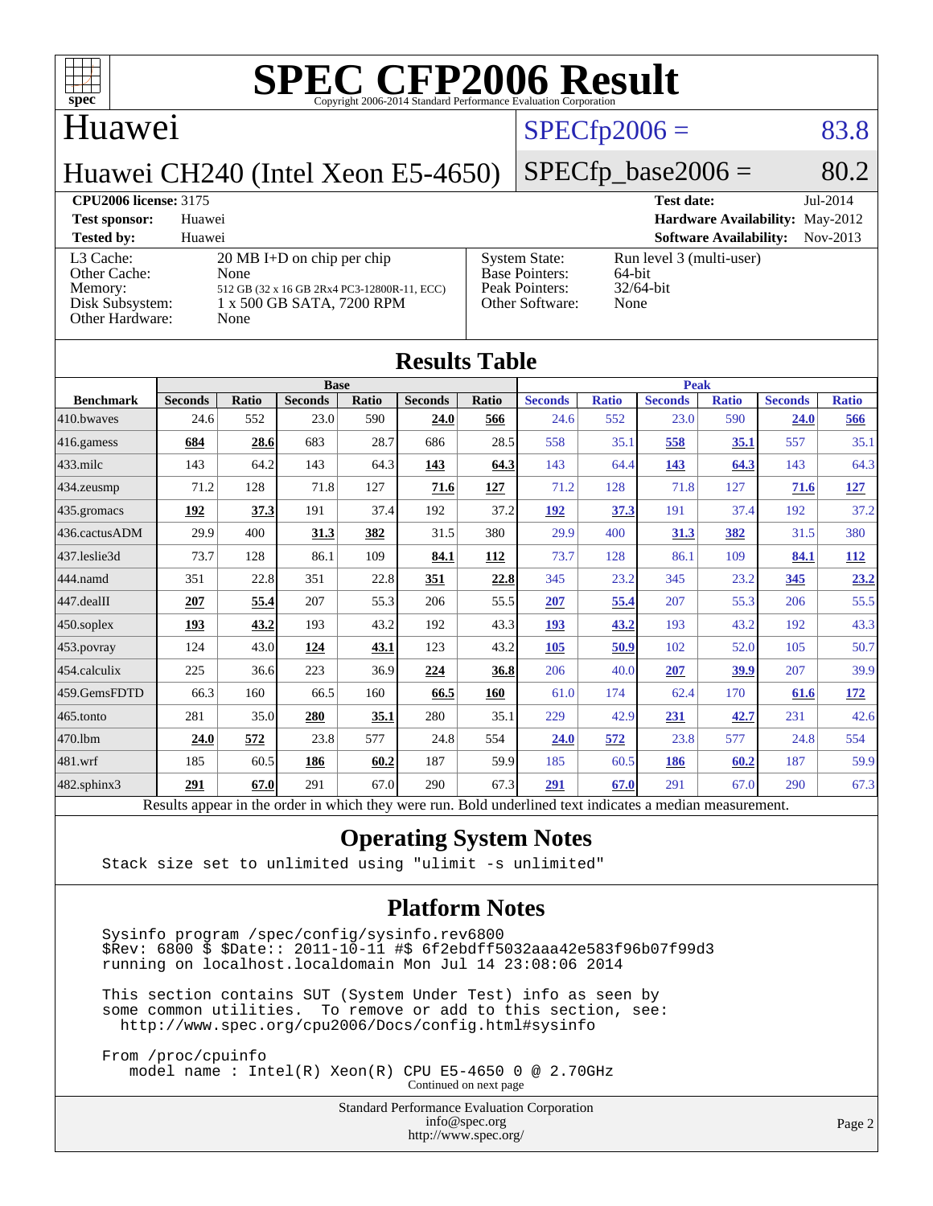# SPEC CFP2006 Result

Copyright 2006-2014 Standard Performance Evaluation Corporation

## Huawei

**Huawei CH240 (Intel Xeon E5-4650)**

SPECfp2006 = 83.8

SPECfp_base2006 = 80.2

| | | | |
|---|---|---|---|
| **CPU2006 license:** 3175 | | **Test date:** | Jul-2014 |
| **Test sponsor:** | Huawei | **Hardware Availability:** | May-2012 |
| **Tested by:** | Huawei | **Software Availability:** | Nov-2013 |

| | | | |
|---|---|---|---|
| L3 Cache: | 20 MB I+D on chip per chip | System State: | Run level 3 (multi-user) |
| Other Cache: | None | Base Pointers: | 64-bit |
| Memory: | 512 GB (32 x 16 GB 2Rx4 PC3-12800R-11, ECC) | Peak Pointers: | 32/64-bit |
| Disk Subsystem: | 1 x 500 GB SATA, 7200 RPM | Other Software: | None |
| Other Hardware: | None | | |

## Results Table

| | Base | | | | | | Peak | | | | | |
|---|---|---|---|---|---|---|---|---|---|---|---|---|
| **Benchmark** | **Seconds** | **Ratio** | **Seconds** | **Ratio** | **Seconds** | **Ratio** | **Seconds** | **Ratio** | **Seconds** | **Ratio** | **Seconds** | **Ratio** |
| 410.bwaves | 24.6 | 552 | 23.0 | 590 | **24.0** | **566** | 24.6 | 552 | 23.0 | 590 | **24.0** | **566** |
| 416.gamess | **684** | **28.6** | 683 | 28.7 | 686 | 28.5 | 558 | 35.1 | **558** | **35.1** | 557 | 35.1 |
| 433.milc | 143 | 64.2 | 143 | 64.3 | **143** | **64.3** | 143 | 64.4 | **143** | **64.3** | 143 | 64.3 |
| 434.zeusmp | 71.2 | 128 | 71.8 | 127 | **71.6** | **127** | 71.2 | 128 | 71.8 | 127 | **71.6** | **127** |
| 435.gromacs | **192** | **37.3** | 191 | 37.4 | 192 | 37.2 | **192** | **37.3** | 191 | 37.4 | 192 | 37.2 |
| 436.cactusADM | 29.9 | 400 | **31.3** | **382** | 31.5 | 380 | 29.9 | 400 | **31.3** | **382** | 31.5 | 380 |
| 437.leslie3d | 73.7 | 128 | 86.1 | 109 | **84.1** | **112** | 73.7 | 128 | 86.1 | 109 | **84.1** | **112** |
| 444.namd | 351 | 22.8 | 351 | 22.8 | **351** | **22.8** | 345 | 23.2 | 345 | 23.2 | **345** | **23.2** |
| 447.dealII | **207** | **55.4** | 207 | 55.3 | 206 | 55.5 | **207** | **55.4** | 207 | 55.3 | 206 | 55.5 |
| 450.soplex | **193** | **43.2** | 193 | 43.2 | 192 | 43.3 | **193** | **43.2** | 193 | 43.2 | 192 | 43.3 |
| 453.povray | 124 | 43.0 | **124** | **43.1** | 123 | 43.2 | **105** | **50.9** | 102 | 52.0 | 105 | 50.7 |
| 454.calculix | 225 | 36.6 | 223 | 36.9 | **224** | **36.8** | 206 | 40.0 | **207** | **39.9** | 207 | 39.9 |
| 459.GemsFDTD | 66.3 | 160 | 66.5 | 160 | **66.5** | **160** | 61.0 | 174 | 62.4 | 170 | **61.6** | **172** |
| 465.tonto | 281 | 35.0 | **280** | **35.1** | 280 | 35.1 | 229 | 42.9 | **231** | **42.7** | 231 | 42.6 |
| 470.lbm | **24.0** | **572** | 23.8 | 577 | 24.8 | 554 | **24.0** | **572** | 23.8 | 577 | 24.8 | 554 |
| 481.wrf | 185 | 60.5 | **186** | **60.2** | 187 | 59.9 | 185 | 60.5 | **186** | **60.2** | 187 | 59.9 |
| 482.sphinx3 | **291** | **67.0** | 291 | 67.0 | 290 | 67.3 | **291** | **67.0** | 291 | 67.0 | 290 | 67.3 |

Results appear in the order in which they were run. Bold underlined text indicates a median measurement.

## Operating System Notes

```
Stack size set to unlimited using "ulimit -s unlimited"
```

## Platform Notes

```
Sysinfo program /spec/config/sysinfo.rev6800
$Rev: 6800 $ $Date:: 2011-10-11 #$ 6f2ebdff5032aaa42e583f96b07f99d3
running on localhost.localdomain Mon Jul 14 23:08:06 2014

This section contains SUT (System Under Test) info as seen by
some common utilities.  To remove or add to this section, see:
  http://www.spec.org/cpu2006/Docs/config.html#sysinfo

From /proc/cpuinfo
   model name : Intel(R) Xeon(R) CPU E5-4650 0 @ 2.70GHz
```

Continued on next page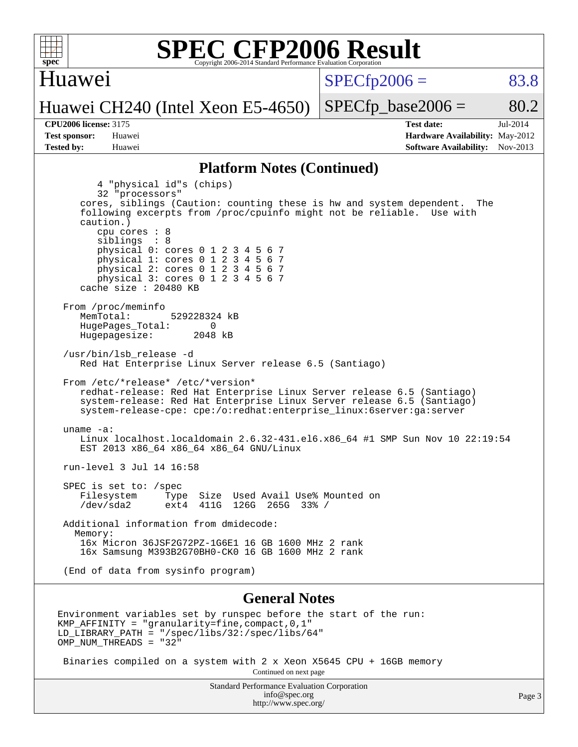# SPEC CFP2006 Result

Copyright 2006-2014 Standard Performance Evaluation Corporation

**Huawei**

**Huawei CH240 (Intel Xeon E5-4650)**

SPECfp2006 = 83.8

SPECfp_base2006 = 80.2

| | | | |
|---|---|---|---|
| **CPU2006 license:** 3175 | | **Test date:** | Jul-2014 |
| **Test sponsor:** | Huawei | **Hardware Availability:** | May-2012 |
| **Tested by:** | Huawei | **Software Availability:** | Nov-2013 |

## Platform Notes (Continued)

```
        4 "physical id"s (chips)
        32 "processors"
     cores, siblings (Caution: counting these is hw and system dependent.  The
     following excerpts from /proc/cpuinfo might not be reliable.  Use with
     caution.)
        cpu cores : 8
        siblings  : 8
        physical 0: cores 0 1 2 3 4 5 6 7
        physical 1: cores 0 1 2 3 4 5 6 7
        physical 2: cores 0 1 2 3 4 5 6 7
        physical 3: cores 0 1 2 3 4 5 6 7
     cache size : 20480 KB

  From /proc/meminfo
     MemTotal:       529228324 kB
     HugePages_Total:       0
     Hugepagesize:       2048 kB

  /usr/bin/lsb_release -d
     Red Hat Enterprise Linux Server release 6.5 (Santiago)

  From /etc/*release* /etc/*version*
     redhat-release: Red Hat Enterprise Linux Server release 6.5 (Santiago)
     system-release: Red Hat Enterprise Linux Server release 6.5 (Santiago)
     system-release-cpe: cpe:/o:redhat:enterprise_linux:6server:ga:server

  uname -a:
     Linux localhost.localdomain 2.6.32-431.el6.x86_64 #1 SMP Sun Nov 10 22:19:54
     EST 2013 x86_64 x86_64 x86_64 GNU/Linux

  run-level 3 Jul 14 16:58

  SPEC is set to: /spec
     Filesystem     Type  Size  Used Avail Use% Mounted on
     /dev/sda2      ext4  411G  126G  265G  33% /

  Additional information from dmidecode:
    Memory:
     16x Micron 36JSF2G72PZ-1G6E1 16 GB 1600 MHz 2 rank
     16x Samsung M393B2G70BH0-CK0 16 GB 1600 MHz 2 rank

  (End of data from sysinfo program)
```

## General Notes

```
Environment variables set by runspec before the start of the run:
KMP_AFFINITY = "granularity=fine,compact,0,1"
LD_LIBRARY_PATH = "/spec/libs/32:/spec/libs/64"
OMP_NUM_THREADS = "32"

 Binaries compiled on a system with 2 x Xeon X5645 CPU + 16GB memory
```

Continued on next page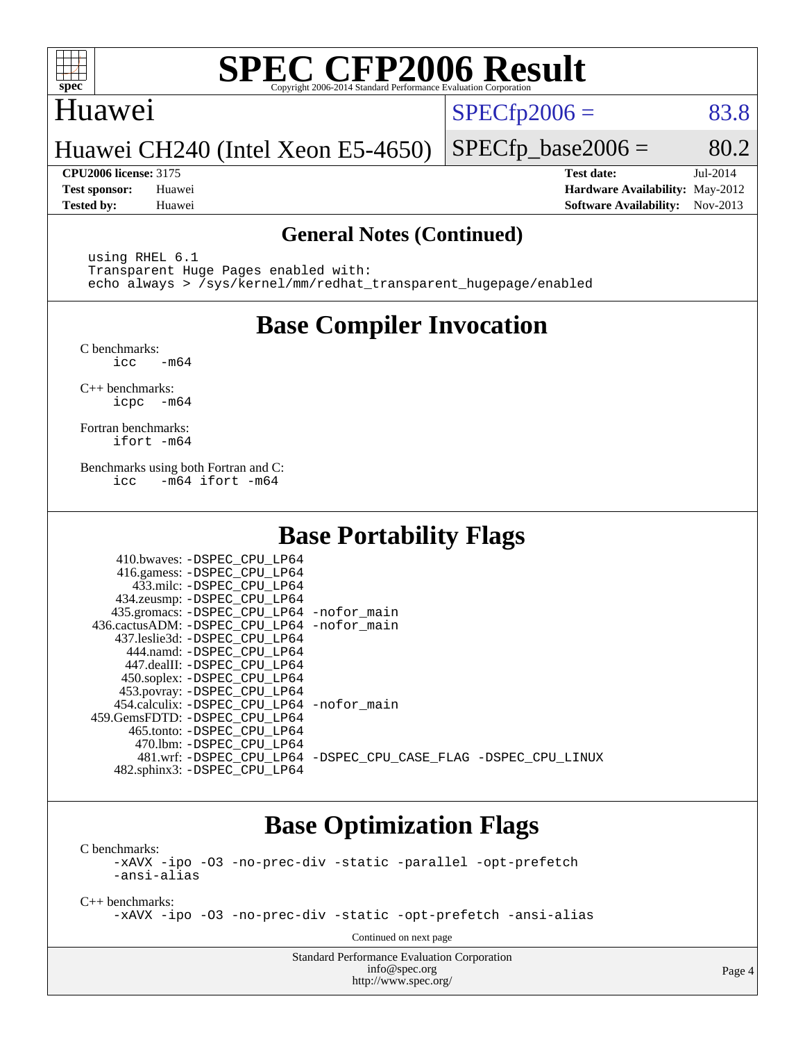# SPEC CFP2006 Result

Copyright 2006-2014 Standard Performance Evaluation Corporation

**Huawei**

**Huawei CH240 (Intel Xeon E5-4650)**

SPECfp2006 = 83.8

SPECfp_base2006 = 80.2

| | | | |
|---|---|---|---|
| **CPU2006 license:** 3175 | | **Test date:** | Jul-2014 |
| **Test sponsor:** | Huawei | **Hardware Availability:** | May-2012 |
| **Tested by:** | Huawei | **Software Availability:** | Nov-2013 |

### General Notes (Continued)

```
using RHEL 6.1
Transparent Huge Pages enabled with:
echo always > /sys/kernel/mm/redhat_transparent_hugepage/enabled
```

## Base Compiler Invocation

C benchmarks:
```
icc   -m64
```

C++ benchmarks:
```
icpc  -m64
```

Fortran benchmarks:
```
ifort -m64
```

Benchmarks using both Fortran and C:
```
icc   -m64 ifort -m64
```

## Base Portability Flags

| Benchmark | Flags |
|---|---|
| 410.bwaves: | -DSPEC_CPU_LP64 |
| 416.gamess: | -DSPEC_CPU_LP64 |
| 433.milc: | -DSPEC_CPU_LP64 |
| 434.zeusmp: | -DSPEC_CPU_LP64 |
| 435.gromacs: | -DSPEC_CPU_LP64 -nofor_main |
| 436.cactusADM: | -DSPEC_CPU_LP64 -nofor_main |
| 437.leslie3d: | -DSPEC_CPU_LP64 |
| 444.namd: | -DSPEC_CPU_LP64 |
| 447.dealII: | -DSPEC_CPU_LP64 |
| 450.soplex: | -DSPEC_CPU_LP64 |
| 453.povray: | -DSPEC_CPU_LP64 |
| 454.calculix: | -DSPEC_CPU_LP64 -nofor_main |
| 459.GemsFDTD: | -DSPEC_CPU_LP64 |
| 465.tonto: | -DSPEC_CPU_LP64 |
| 470.lbm: | -DSPEC_CPU_LP64 |
| 481.wrf: | -DSPEC_CPU_LP64 -DSPEC_CPU_CASE_FLAG -DSPEC_CPU_LINUX |
| 482.sphinx3: | -DSPEC_CPU_LP64 |

## Base Optimization Flags

C benchmarks:
```
-xAVX -ipo -O3 -no-prec-div -static -parallel -opt-prefetch
-ansi-alias
```

C++ benchmarks:
```
-xAVX -ipo -O3 -no-prec-div -static -opt-prefetch -ansi-alias
```

Continued on next page

Standard Performance Evaluation Corporation
info@spec.org
http://www.spec.org/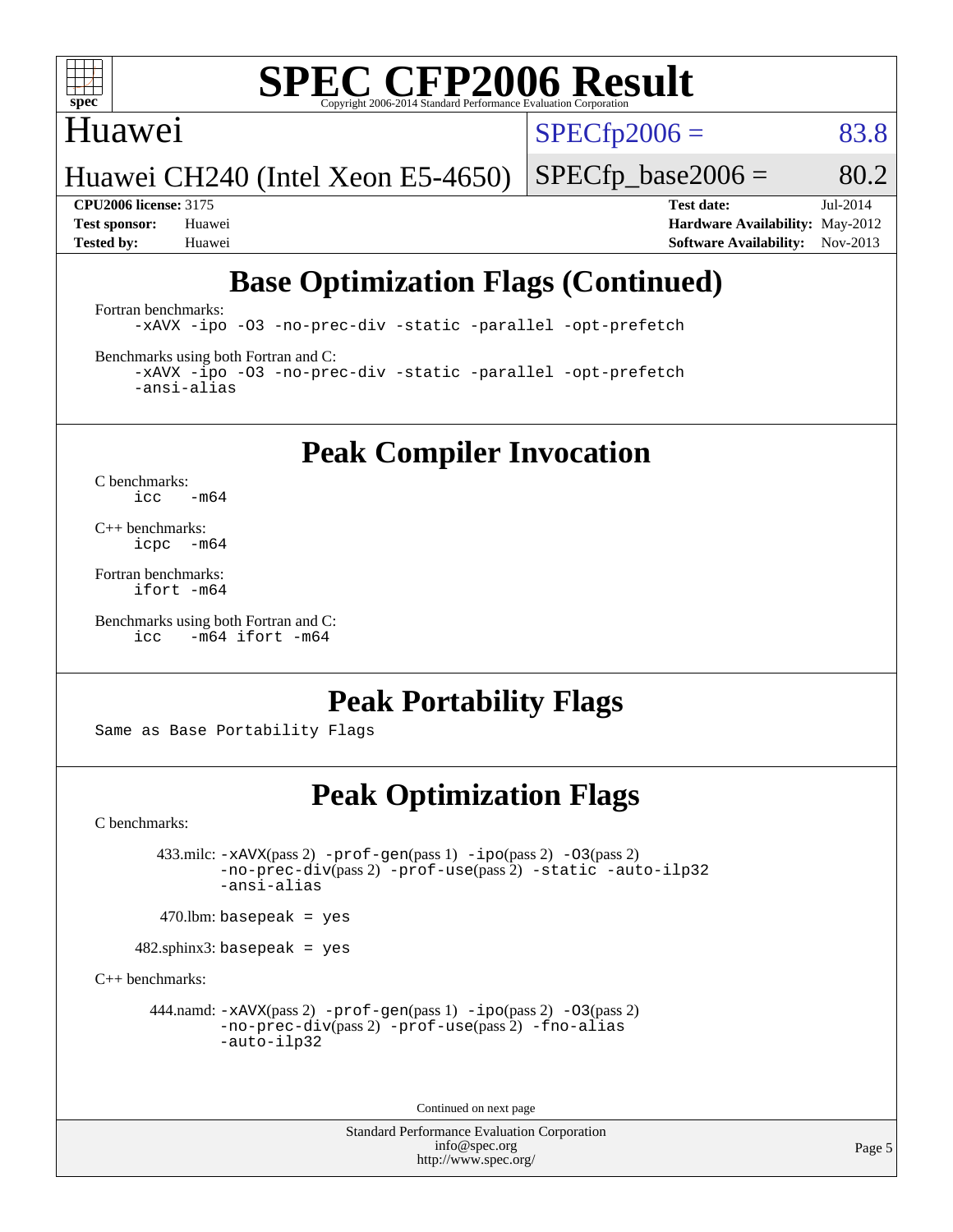# Base Optimization Flags (Continued)

Fortran benchmarks:

```
-xAVX -ipo -O3 -no-prec-div -static -parallel -opt-prefetch
```

Benchmarks using both Fortran and C:

```
-xAVX -ipo -O3 -no-prec-div -static -parallel -opt-prefetch
-ansi-alias
```

# Peak Compiler Invocation

C benchmarks:

```
icc   -m64
```

C++ benchmarks:

```
icpc  -m64
```

Fortran benchmarks:

```
ifort -m64
```

Benchmarks using both Fortran and C:

```
icc   -m64 ifort -m64
```

# Peak Portability Flags

Same as Base Portability Flags

# Peak Optimization Flags

C benchmarks:

433.milc: -xAVX(pass 2) -prof-gen(pass 1) -ipo(pass 2) -O3(pass 2) -no-prec-div(pass 2) -prof-use(pass 2) -static -auto-ilp32 -ansi-alias

470.lbm: basepeak = yes

482.sphinx3: basepeak = yes

C++ benchmarks:

444.namd: -xAVX(pass 2) -prof-gen(pass 1) -ipo(pass 2) -O3(pass 2) -no-prec-div(pass 2) -prof-use(pass 2) -fno-alias -auto-ilp32

Continued on next page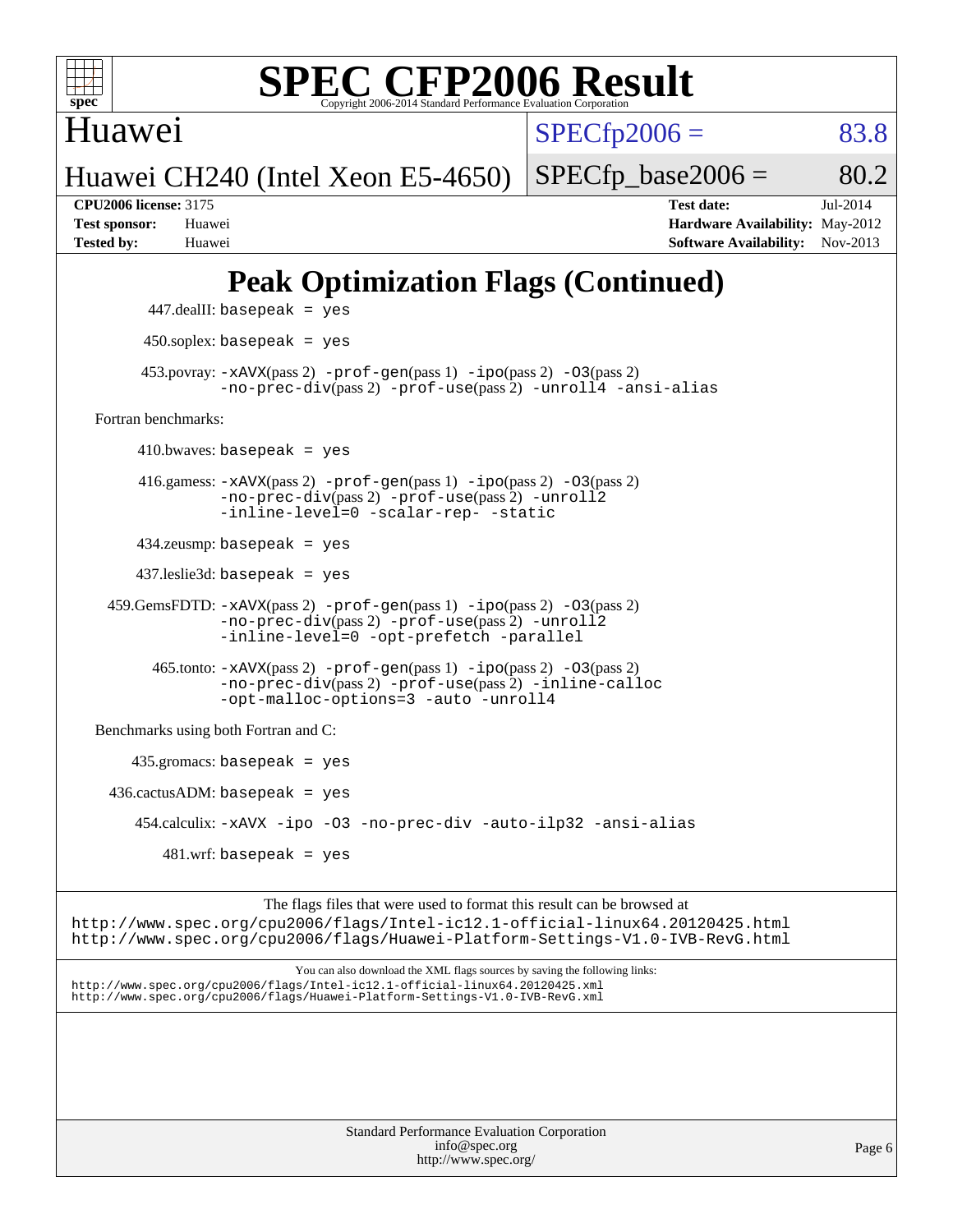# Peak Optimization Flags (Continued)

447.dealII: basepeak = yes

450.soplex: basepeak = yes

453.povray: -xAVX(pass 2) -prof-gen(pass 1) -ipo(pass 2) -O3(pass 2) -no-prec-div(pass 2) -prof-use(pass 2) -unroll4 -ansi-alias

Fortran benchmarks:

410.bwaves: basepeak = yes

416.gamess: -xAVX(pass 2) -prof-gen(pass 1) -ipo(pass 2) -O3(pass 2) -no-prec-div(pass 2) -prof-use(pass 2) -unroll2 -inline-level=0 -scalar-rep- -static

434.zeusmp: basepeak = yes

437.leslie3d: basepeak = yes

459.GemsFDTD: -xAVX(pass 2) -prof-gen(pass 1) -ipo(pass 2) -O3(pass 2) -no-prec-div(pass 2) -prof-use(pass 2) -unroll2 -inline-level=0 -opt-prefetch -parallel

465.tonto: -xAVX(pass 2) -prof-gen(pass 1) -ipo(pass 2) -O3(pass 2) -no-prec-div(pass 2) -prof-use(pass 2) -inline-calloc -opt-malloc-options=3 -auto -unroll4

Benchmarks using both Fortran and C:

435.gromacs: basepeak = yes

436.cactusADM: basepeak = yes

454.calculix: -xAVX -ipo -O3 -no-prec-div -auto-ilp32 -ansi-alias

481.wrf: basepeak = yes

The flags files that were used to format this result can be browsed at
http://www.spec.org/cpu2006/flags/Intel-ic12.1-official-linux64.20120425.html
http://www.spec.org/cpu2006/flags/Huawei-Platform-Settings-V1.0-IVB-RevG.html

You can also download the XML flags sources by saving the following links:
http://www.spec.org/cpu2006/flags/Intel-ic12.1-official-linux64.20120425.xml
http://www.spec.org/cpu2006/flags/Huawei-Platform-Settings-V1.0-IVB-RevG.xml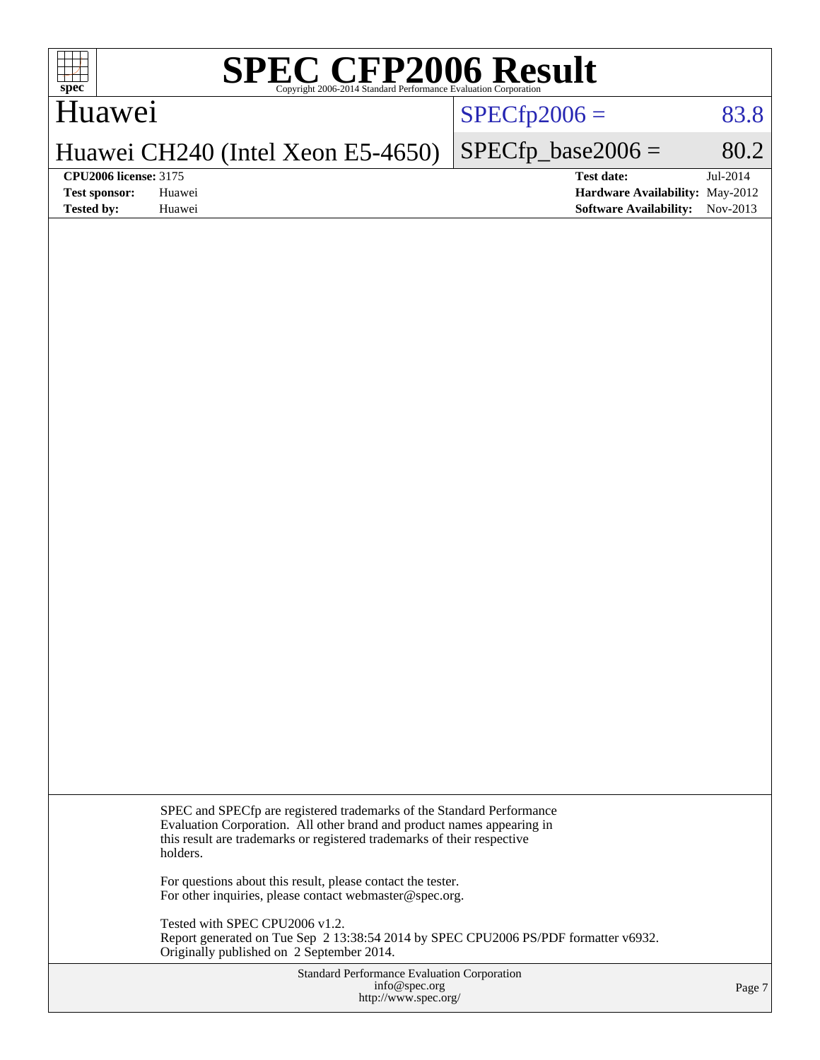# SPEC CFP2006 Result

Copyright 2006-2014 Standard Performance Evaluation Corporation

## Huawei

Huawei CH240 (Intel Xeon E5-4650)

SPECfp2006 = 83.8

SPECfp_base2006 = 80.2

| | | | |
|---|---|---|---|
| **CPU2006 license:** 3175 | | **Test date:** | Jul-2014 |
| **Test sponsor:** | Huawei | **Hardware Availability:** | May-2012 |
| **Tested by:** | Huawei | **Software Availability:** | Nov-2013 |

SPEC and SPECfp are registered trademarks of the Standard Performance Evaluation Corporation. All other brand and product names appearing in this result are trademarks or registered trademarks of their respective holders.

For questions about this result, please contact the tester.
For other inquiries, please contact webmaster@spec.org.

Tested with SPEC CPU2006 v1.2.
Report generated on Tue Sep 2 13:38:54 2014 by SPEC CPU2006 PS/PDF formatter v6932.
Originally published on 2 September 2014.

Standard Performance Evaluation Corporation
info@spec.org
http://www.spec.org/